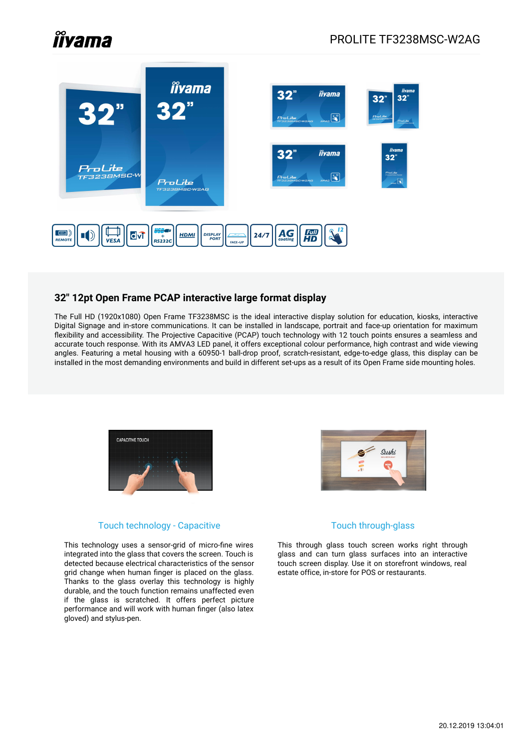PROLITE TF3238MSC-W2AG

## 32" 12pt Open Frame PCAP interactive large format display

The Full HD (1920x1080) Open Frame TF3238MSC is the ideal interactive display solution for education, kiosks, interactive Digital Signage and in-store communications. It can be installed in landscape, portrait and face-up orientation for maximum flexibility and accessibility. The Projective Capacitive (PCAP) touch technology with 12 touch points ensures a seamless and accurate touch response. With its AMVA3 LED panel, it offers exceptional colour performance, high contrast and wide viewing angles. Featuring a metal housing with a 60950-1 ball-drop proof, scratch-resistant, edge-to-edge glass, this display can be installed in the most demanding environments and build in different set-ups as a result of its Open Frame side mounting holes.

### Touch technology - Capacitive

This technology uses a sensor-grid of micro-fine wires integrated into the glass that covers the screen. Touch is detected because electrical characteristics of the sensor grid change when human finger is placed on the glass. Thanks to the glass overlay this technology is highly durable, and the touch function remains unaffected even if the glass is scratched. It offers perfect picture performance and will work with human finger (also latex gloved) and stylus-pen.

### Touch through-glass

This through glass touch screen works right through glass and can turn glass surfaces into an interactive touch screen display. Use it on storefront windows, real estate office, in-store for POS or restaurants.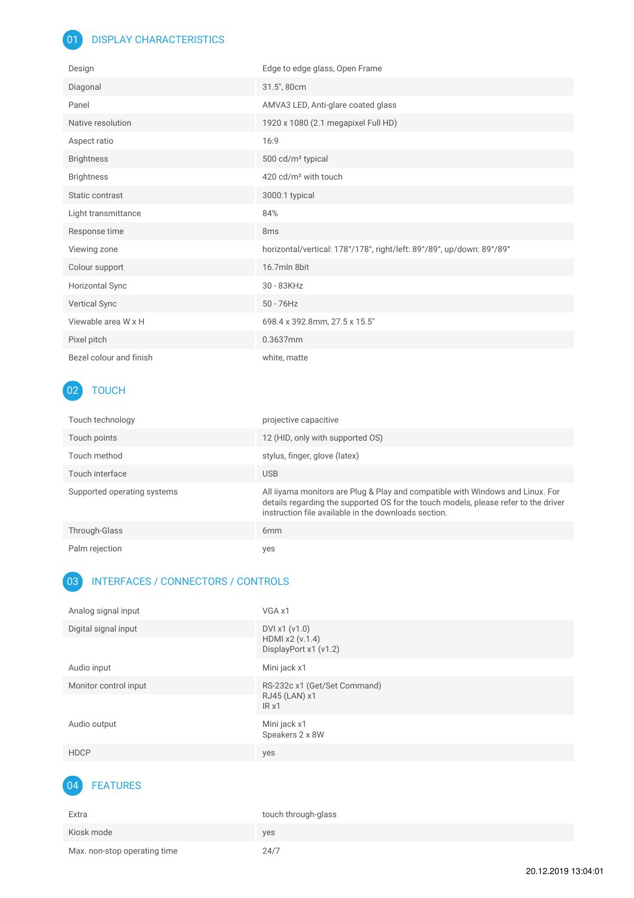## 01 DISPLAY CHARACTERISTICS

| | |
|---|---|
| Design | Edge to edge glass, Open Frame |
| Diagonal | 31.5", 80cm |
| Panel | AMVA3 LED, Anti-glare coated glass |
| Native resolution | 1920 x 1080 (2.1 megapixel Full HD) |
| Aspect ratio | 16:9 |
| Brightness | 500 cd/m² typical |
| Brightness | 420 cd/m² with touch |
| Static contrast | 3000:1 typical |
| Light transmittance | 84% |
| Response time | 8ms |
| Viewing zone | horizontal/vertical: 178°/178°, right/left: 89°/89°, up/down: 89°/89° |
| Colour support | 16.7mln 8bit |
| Horizontal Sync | 30 - 83KHz |
| Vertical Sync | 50 - 76Hz |
| Viewable area W x H | 698.4 x 392.8mm, 27.5 x 15.5" |
| Pixel pitch | 0.3637mm |
| Bezel colour and finish | white, matte |

## 02 TOUCH

| | |
|---|---|
| Touch technology | projective capacitive |
| Touch points | 12 (HID, only with supported OS) |
| Touch method | stylus, finger, glove (latex) |
| Touch interface | USB |
| Supported operating systems | All iiyama monitors are Plug & Play and compatible with Windows and Linux. For details regarding the supported OS for the touch models, please refer to the driver instruction file available in the downloads section. |
| Through-Glass | 6mm |
| Palm rejection | yes |

## 03 INTERFACES / CONNECTORS / CONTROLS

| | |
|---|---|
| Analog signal input | VGA x1 |
| Digital signal input | DVI x1 (v1.0)<br>HDMI x2 (v.1.4)<br>DisplayPort x1 (v1.2) |
| Audio input | Mini jack x1 |
| Monitor control input | RS-232c x1 (Get/Set Command)<br>RJ45 (LAN) x1<br>IR x1 |
| Audio output | Mini jack x1<br>Speakers 2 x 8W |
| HDCP | yes |

## 04 FEATURES

| | |
|---|---|
| Extra | touch through-glass |
| Kiosk mode | yes |
| Max. non-stop operating time | 24/7 |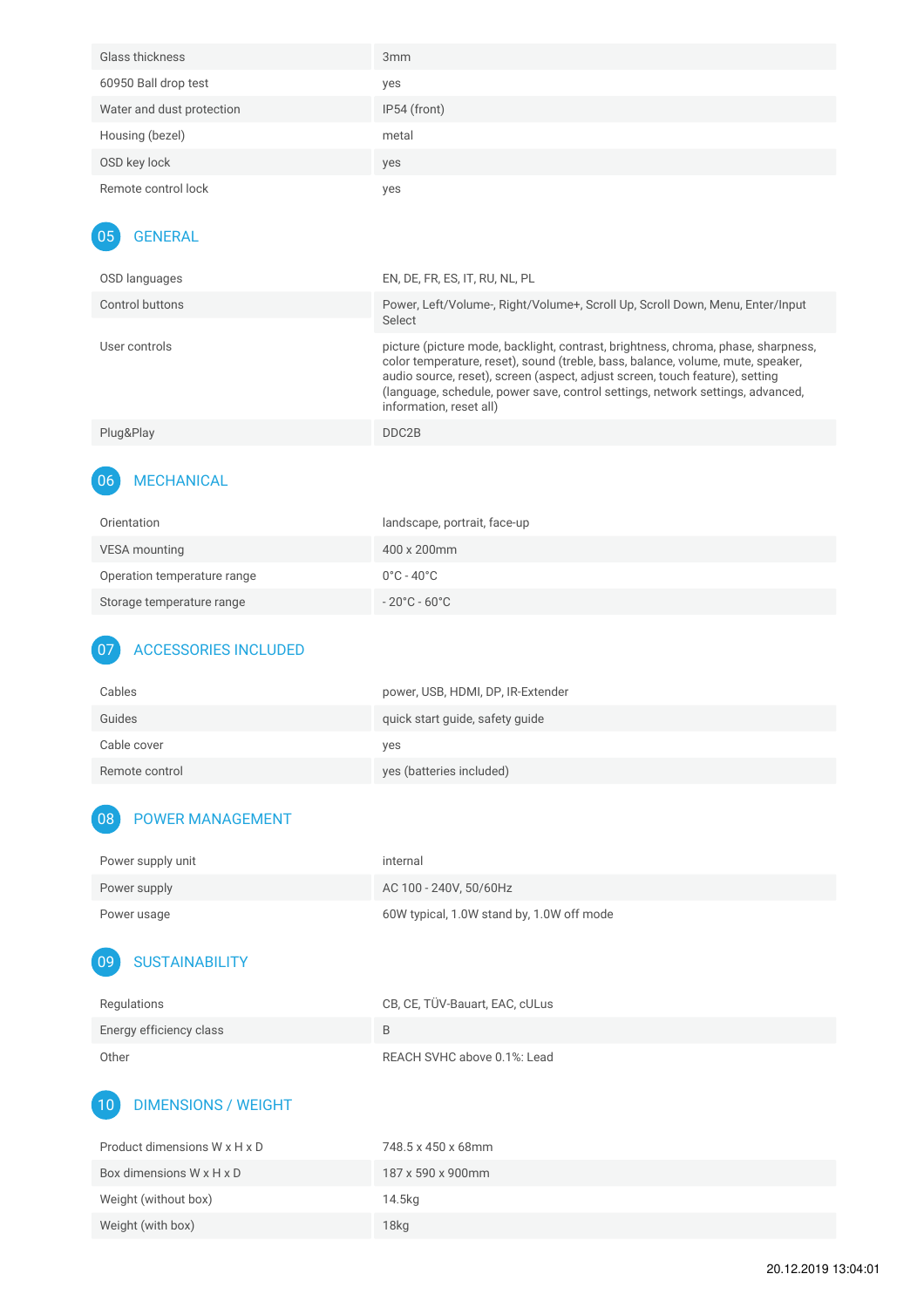| | |
|---|---|
| Glass thickness | 3mm |
| 60950 Ball drop test | yes |
| Water and dust protection | IP54 (front) |
| Housing (bezel) | metal |
| OSD key lock | yes |
| Remote control lock | yes |

## 05 GENERAL

| | |
|---|---|
| OSD languages | EN, DE, FR, ES, IT, RU, NL, PL |
| Control buttons | Power, Left/Volume-, Right/Volume+, Scroll Up, Scroll Down, Menu, Enter/Input Select |
| User controls | picture (picture mode, backlight, contrast, brightness, chroma, phase, sharpness, color temperature, reset), sound (treble, bass, balance, volume, mute, speaker, audio source, reset), screen (aspect, adjust screen, touch feature), setting (language, schedule, power save, control settings, network settings, advanced, information, reset all) |
| Plug&Play | DDC2B |

## 06 MECHANICAL

| | |
|---|---|
| Orientation | landscape, portrait, face-up |
| VESA mounting | 400 x 200mm |
| Operation temperature range | 0°C - 40°C |
| Storage temperature range | - 20°C - 60°C |

## 07 ACCESSORIES INCLUDED

| | |
|---|---|
| Cables | power, USB, HDMI, DP, IR-Extender |
| Guides | quick start guide, safety guide |
| Cable cover | yes |
| Remote control | yes (batteries included) |

## 08 POWER MANAGEMENT

| | |
|---|---|
| Power supply unit | internal |
| Power supply | AC 100 - 240V, 50/60Hz |
| Power usage | 60W typical, 1.0W stand by, 1.0W off mode |

## 09 SUSTAINABILITY

| | |
|---|---|
| Regulations | CB, CE, TÜV-Bauart, EAC, cULus |
| Energy efficiency class | B |
| Other | REACH SVHC above 0.1%: Lead |

## 10 DIMENSIONS / WEIGHT

| | |
|---|---|
| Product dimensions W x H x D | 748.5 x 450 x 68mm |
| Box dimensions W x H x D | 187 x 590 x 900mm |
| Weight (without box) | 14.5kg |
| Weight (with box) | 18kg |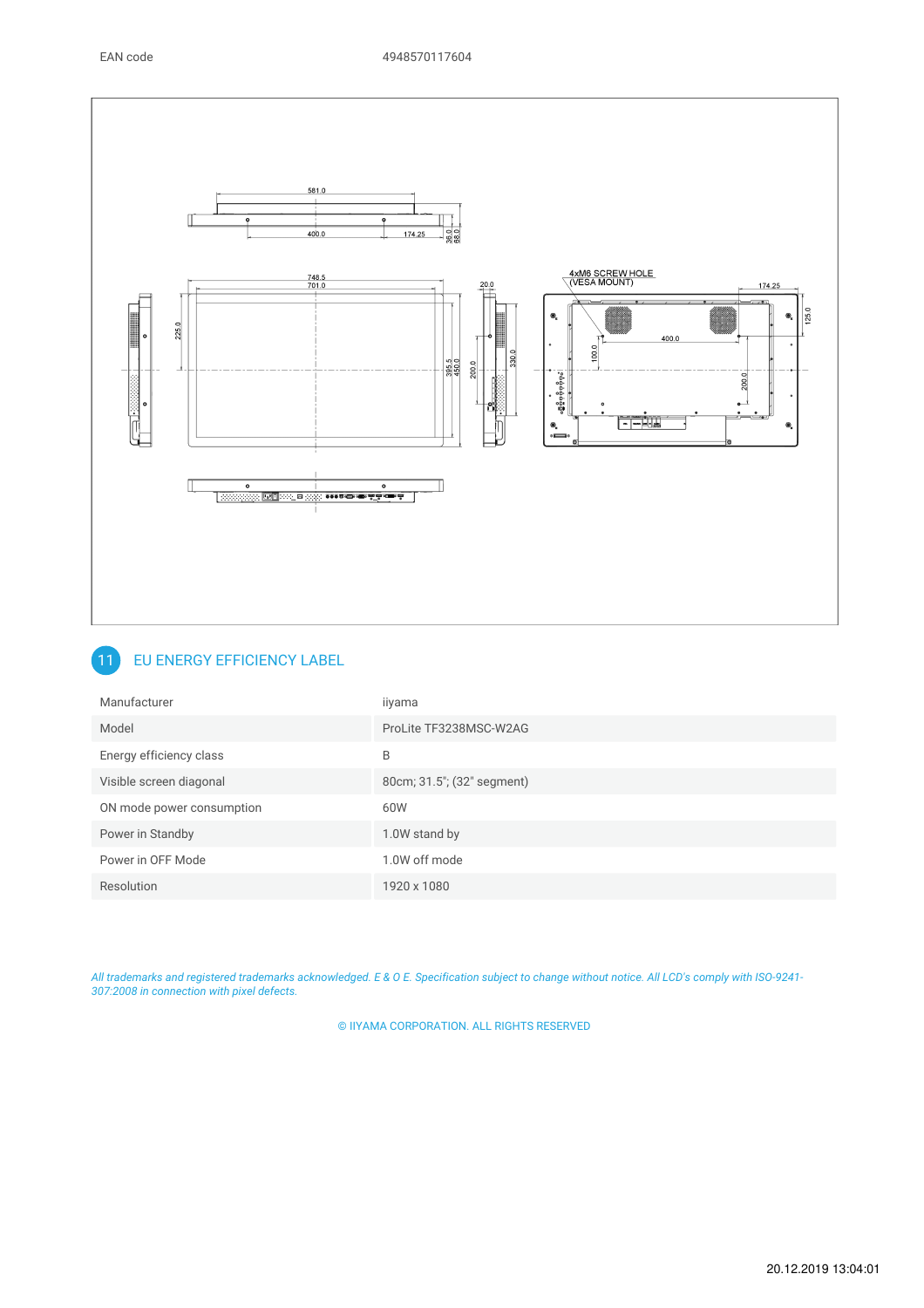| | |
|---|---|
| EAN code | 4948570117604 |

581.0
400.0
174.25
36.0
68.0
748.5
701.0
20.0
225.0
395.5
450.0
200.0
330.0
4xM6 SCREW HOLE
(VESA MOUNT)
174.25
125.0
400.0
100.0
200.0

## 11 EU ENERGY EFFICIENCY LABEL

| | |
|---|---|
| Manufacturer | iiyama |
| Model | ProLite TF3238MSC-W2AG |
| Energy efficiency class | B |
| Visible screen diagonal | 80cm; 31.5"; (32" segment) |
| ON mode power consumption | 60W |
| Power in Standby | 1.0W stand by |
| Power in OFF Mode | 1.0W off mode |
| Resolution | 1920 x 1080 |

*All trademarks and registered trademarks acknowledged. E & O E. Specification subject to change without notice. All LCD's comply with ISO-9241-307:2008 in connection with pixel defects.*

© IIYAMA CORPORATION. ALL RIGHTS RESERVED